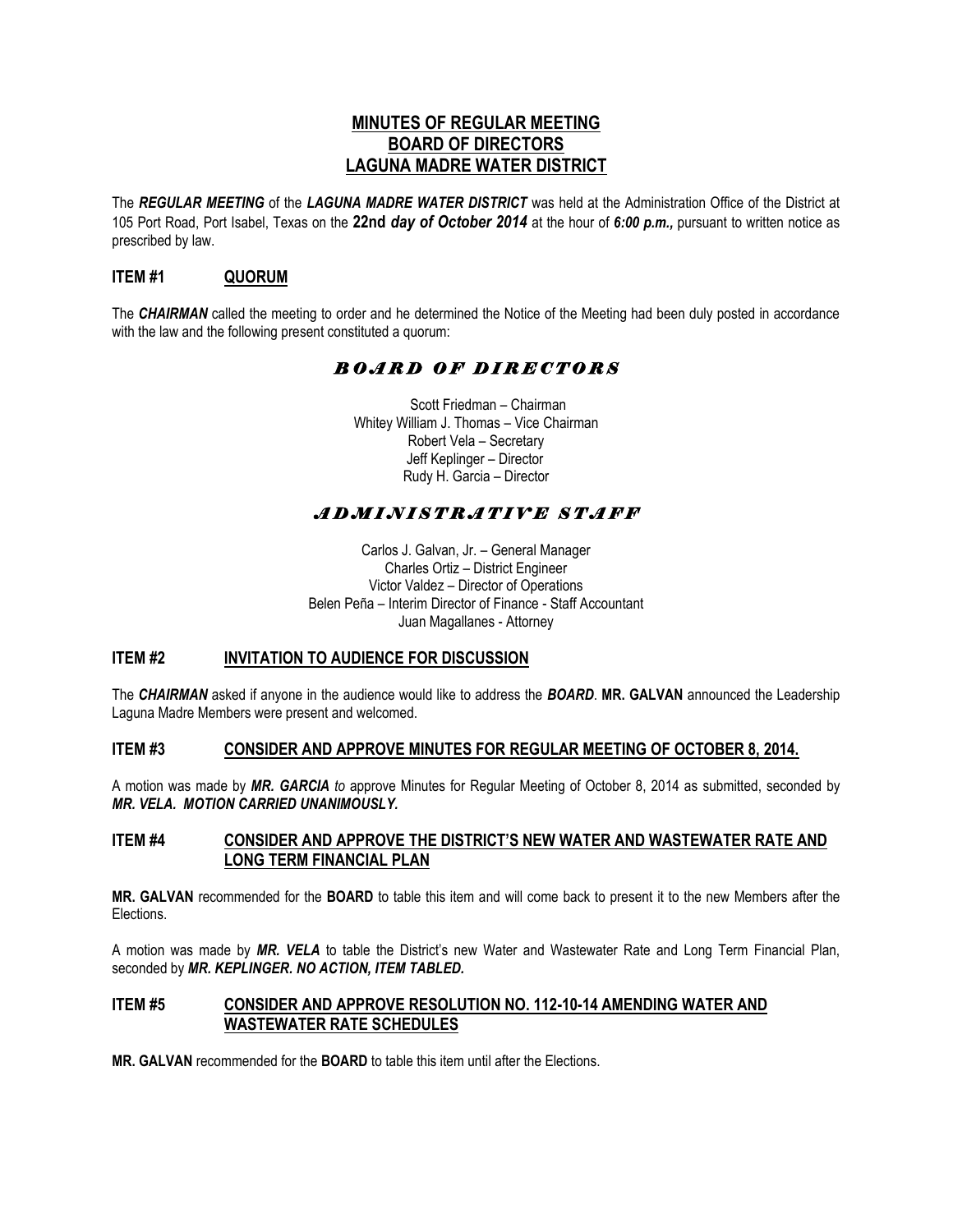# MINUTES OF REGULAR MEETING
# BOARD OF DIRECTORS
# LAGUNA MADRE WATER DISTRICT

The ***REGULAR MEETING*** of the ***LAGUNA MADRE WATER DISTRICT*** was held at the Administration Office of the District at 105 Port Road, Port Isabel, Texas on the **22nd *day of October 2014*** at the hour of ***6:00 p.m.,*** pursuant to written notice as prescribed by law.

## ITEM #1 QUORUM

The ***CHAIRMAN*** called the meeting to order and he determined the Notice of the Meeting had been duly posted in accordance with the law and the following present constituted a quorum:

### *BOARD OF DIRECTORS*

Scott Friedman – Chairman
Whitey William J. Thomas – Vice Chairman
Robert Vela – Secretary
Jeff Keplinger – Director
Rudy H. Garcia – Director

### *ADMINISTRATIVE STAFF*

Carlos J. Galvan, Jr. – General Manager
Charles Ortiz – District Engineer
Victor Valdez – Director of Operations
Belen Peña – Interim Director of Finance - Staff Accountant
Juan Magallanes - Attorney

## ITEM #2 INVITATION TO AUDIENCE FOR DISCUSSION

The ***CHAIRMAN*** asked if anyone in the audience would like to address the ***BOARD***. **MR. GALVAN** announced the Leadership Laguna Madre Members were present and welcomed.

## ITEM #3 CONSIDER AND APPROVE MINUTES FOR REGULAR MEETING OF OCTOBER 8, 2014.

A motion was made by ***MR. GARCIA*** *to* approve Minutes for Regular Meeting of October 8, 2014 as submitted, seconded by ***MR. VELA. MOTION CARRIED UNANIMOUSLY.***

## ITEM #4 CONSIDER AND APPROVE THE DISTRICT'S NEW WATER AND WASTEWATER RATE AND LONG TERM FINANCIAL PLAN

**MR. GALVAN** recommended for the **BOARD** to table this item and will come back to present it to the new Members after the Elections.

A motion was made by ***MR. VELA*** to table the District's new Water and Wastewater Rate and Long Term Financial Plan, seconded by ***MR. KEPLINGER. NO ACTION, ITEM TABLED.***

## ITEM #5 CONSIDER AND APPROVE RESOLUTION NO. 112-10-14 AMENDING WATER AND WASTEWATER RATE SCHEDULES

**MR. GALVAN** recommended for the **BOARD** to table this item until after the Elections.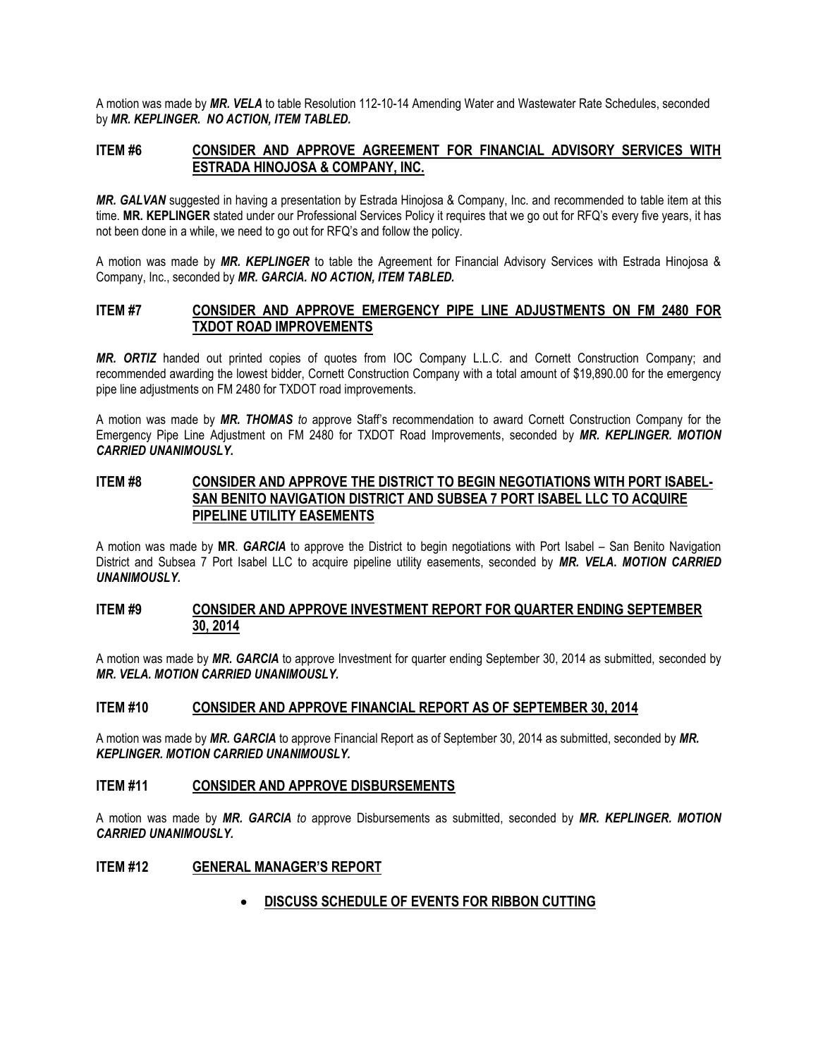A motion was made by ***MR. VELA*** to table Resolution 112-10-14 Amending Water and Wastewater Rate Schedules, seconded by ***MR. KEPLINGER. NO ACTION, ITEM TABLED.***

## ITEM #6 CONSIDER AND APPROVE AGREEMENT FOR FINANCIAL ADVISORY SERVICES WITH ESTRADA HINOJOSA & COMPANY, INC.

***MR. GALVAN*** suggested in having a presentation by Estrada Hinojosa & Company, Inc. and recommended to table item at this time. **MR. KEPLINGER** stated under our Professional Services Policy it requires that we go out for RFQ's every five years, it has not been done in a while, we need to go out for RFQ's and follow the policy.

A motion was made by ***MR. KEPLINGER*** to table the Agreement for Financial Advisory Services with Estrada Hinojosa & Company, Inc., seconded by ***MR. GARCIA. NO ACTION, ITEM TABLED.***

## ITEM #7 CONSIDER AND APPROVE EMERGENCY PIPE LINE ADJUSTMENTS ON FM 2480 FOR TXDOT ROAD IMPROVEMENTS

***MR. ORTIZ*** handed out printed copies of quotes from IOC Company L.L.C. and Cornett Construction Company; and recommended awarding the lowest bidder, Cornett Construction Company with a total amount of $19,890.00 for the emergency pipe line adjustments on FM 2480 for TXDOT road improvements.

A motion was made by ***MR. THOMAS*** *to* approve Staff's recommendation to award Cornett Construction Company for the Emergency Pipe Line Adjustment on FM 2480 for TXDOT Road Improvements, seconded by ***MR. KEPLINGER. MOTION CARRIED UNANIMOUSLY.***

## ITEM #8 CONSIDER AND APPROVE THE DISTRICT TO BEGIN NEGOTIATIONS WITH PORT ISABEL-SAN BENITO NAVIGATION DISTRICT AND SUBSEA 7 PORT ISABEL LLC TO ACQUIRE PIPELINE UTILITY EASEMENTS

A motion was made by **MR**. ***GARCIA*** to approve the District to begin negotiations with Port Isabel – San Benito Navigation District and Subsea 7 Port Isabel LLC to acquire pipeline utility easements, seconded by ***MR. VELA. MOTION CARRIED UNANIMOUSLY.***

## ITEM #9 CONSIDER AND APPROVE INVESTMENT REPORT FOR QUARTER ENDING SEPTEMBER 30, 2014

A motion was made by ***MR. GARCIA*** to approve Investment for quarter ending September 30, 2014 as submitted, seconded by ***MR. VELA. MOTION CARRIED UNANIMOUSLY.***

## ITEM #10 CONSIDER AND APPROVE FINANCIAL REPORT AS OF SEPTEMBER 30, 2014

A motion was made by ***MR. GARCIA*** to approve Financial Report as of September 30, 2014 as submitted, seconded by ***MR. KEPLINGER. MOTION CARRIED UNANIMOUSLY.***

## ITEM #11 CONSIDER AND APPROVE DISBURSEMENTS

A motion was made by ***MR. GARCIA*** *to* approve Disbursements as submitted, seconded by ***MR. KEPLINGER. MOTION CARRIED UNANIMOUSLY.***

## ITEM #12 GENERAL MANAGER'S REPORT

- **DISCUSS SCHEDULE OF EVENTS FOR RIBBON CUTTING**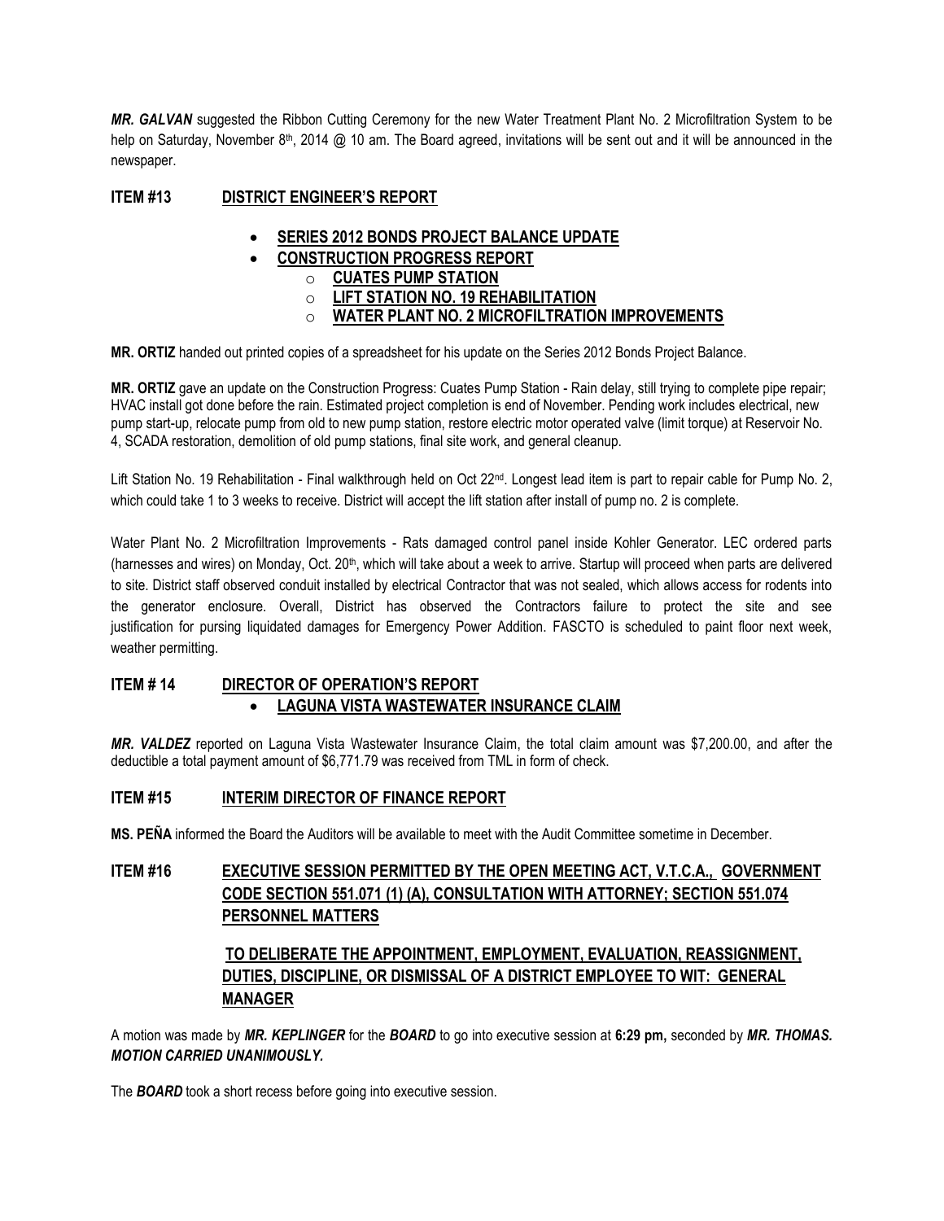***MR. GALVAN*** suggested the Ribbon Cutting Ceremony for the new Water Treatment Plant No. 2 Microfiltration System to be help on Saturday, November 8th, 2014 @ 10 am. The Board agreed, invitations will be sent out and it will be announced in the newspaper.

## ITEM #13 DISTRICT ENGINEER'S REPORT

- **SERIES 2012 BONDS PROJECT BALANCE UPDATE**
- **CONSTRUCTION PROGRESS REPORT**
  - **CUATES PUMP STATION**
  - **LIFT STATION NO. 19 REHABILITATION**
  - **WATER PLANT NO. 2 MICROFILTRATION IMPROVEMENTS**

**MR. ORTIZ** handed out printed copies of a spreadsheet for his update on the Series 2012 Bonds Project Balance.

**MR. ORTIZ** gave an update on the Construction Progress: Cuates Pump Station - Rain delay, still trying to complete pipe repair; HVAC install got done before the rain. Estimated project completion is end of November. Pending work includes electrical, new pump start-up, relocate pump from old to new pump station, restore electric motor operated valve (limit torque) at Reservoir No. 4, SCADA restoration, demolition of old pump stations, final site work, and general cleanup.

Lift Station No. 19 Rehabilitation - Final walkthrough held on Oct 22nd. Longest lead item is part to repair cable for Pump No. 2, which could take 1 to 3 weeks to receive. District will accept the lift station after install of pump no. 2 is complete.

Water Plant No. 2 Microfiltration Improvements - Rats damaged control panel inside Kohler Generator. LEC ordered parts (harnesses and wires) on Monday, Oct. 20th, which will take about a week to arrive. Startup will proceed when parts are delivered to site. District staff observed conduit installed by electrical Contractor that was not sealed, which allows access for rodents into the generator enclosure. Overall, District has observed the Contractors failure to protect the site and see justification for pursing liquidated damages for Emergency Power Addition. FASCTO is scheduled to paint floor next week, weather permitting.

## ITEM # 14 DIRECTOR OF OPERATION'S REPORT

- **LAGUNA VISTA WASTEWATER INSURANCE CLAIM**

***MR. VALDEZ*** reported on Laguna Vista Wastewater Insurance Claim, the total claim amount was $7,200.00, and after the deductible a total payment amount of $6,771.79 was received from TML in form of check.

## ITEM #15 INTERIM DIRECTOR OF FINANCE REPORT

**MS. PEÑA** informed the Board the Auditors will be available to meet with the Audit Committee sometime in December.

## ITEM #16 EXECUTIVE SESSION PERMITTED BY THE OPEN MEETING ACT, V.T.C.A., GOVERNMENT CODE SECTION 551.071 (1) (A), CONSULTATION WITH ATTORNEY; SECTION 551.074 PERSONNEL MATTERS

**TO DELIBERATE THE APPOINTMENT, EMPLOYMENT, EVALUATION, REASSIGNMENT, DUTIES, DISCIPLINE, OR DISMISSAL OF A DISTRICT EMPLOYEE TO WIT: GENERAL MANAGER**

A motion was made by ***MR. KEPLINGER*** for the ***BOARD*** to go into executive session at **6:29 pm,** seconded by ***MR. THOMAS. MOTION CARRIED UNANIMOUSLY.***

The ***BOARD*** took a short recess before going into executive session.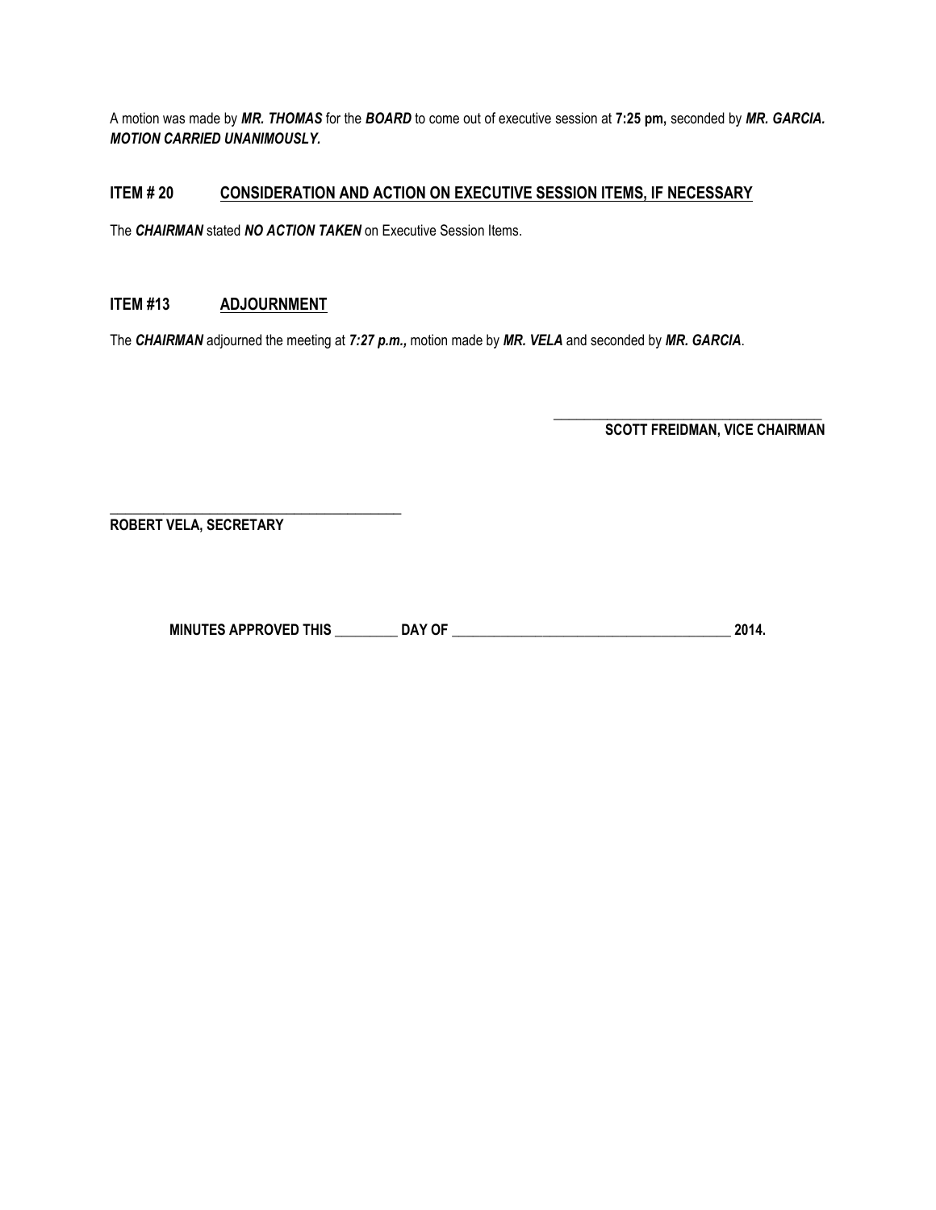A motion was made by ***MR. THOMAS*** for the ***BOARD*** to come out of executive session at **7:25 pm,** seconded by ***MR. GARCIA. MOTION CARRIED UNANIMOUSLY.***

## ITEM # 20 CONSIDERATION AND ACTION ON EXECUTIVE SESSION ITEMS, IF NECESSARY

The ***CHAIRMAN*** stated ***NO ACTION TAKEN*** on Executive Session Items.

## ITEM #13 ADJOURNMENT

The ***CHAIRMAN*** adjourned the meeting at ***7:27 p.m.,*** motion made by ***MR. VELA*** and seconded by ***MR. GARCIA***.

\_\_\_\_\_\_\_\_\_\_\_\_\_\_\_\_\_\_\_\_\_\_\_\_\_\_\_\_\_\_\_\_\_\_\_\_\_\_\_\_

**SCOTT FREIDMAN, VICE CHAIRMAN**

\_\_\_\_\_\_\_\_\_\_\_\_\_\_\_\_\_\_\_\_\_\_\_\_\_\_\_\_\_\_\_\_\_\_\_\_\_\_\_\_

**ROBERT VELA, SECRETARY**

**MINUTES APPROVED THIS \_\_\_\_\_\_\_\_\_ DAY OF \_\_\_\_\_\_\_\_\_\_\_\_\_\_\_\_\_\_\_\_\_\_\_\_\_\_\_\_\_\_\_\_\_\_\_\_\_\_\_\_ 2014.**